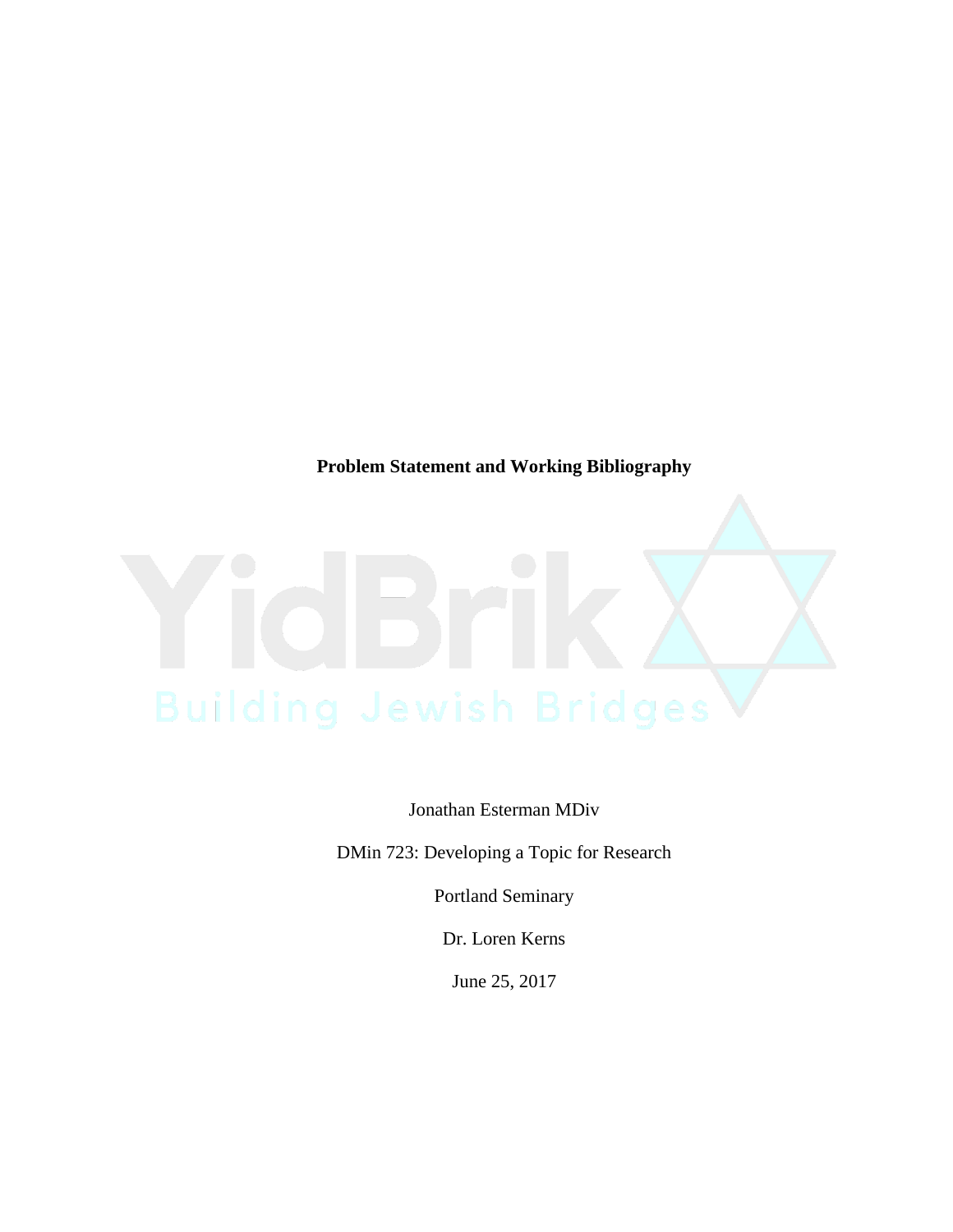**Problem Statement and Working Bibliography**

Jonathan Esterman MDiv

DMin 723: Developing a Topic for Research

Portland Seminary

Dr. Loren Kerns

June 25, 2017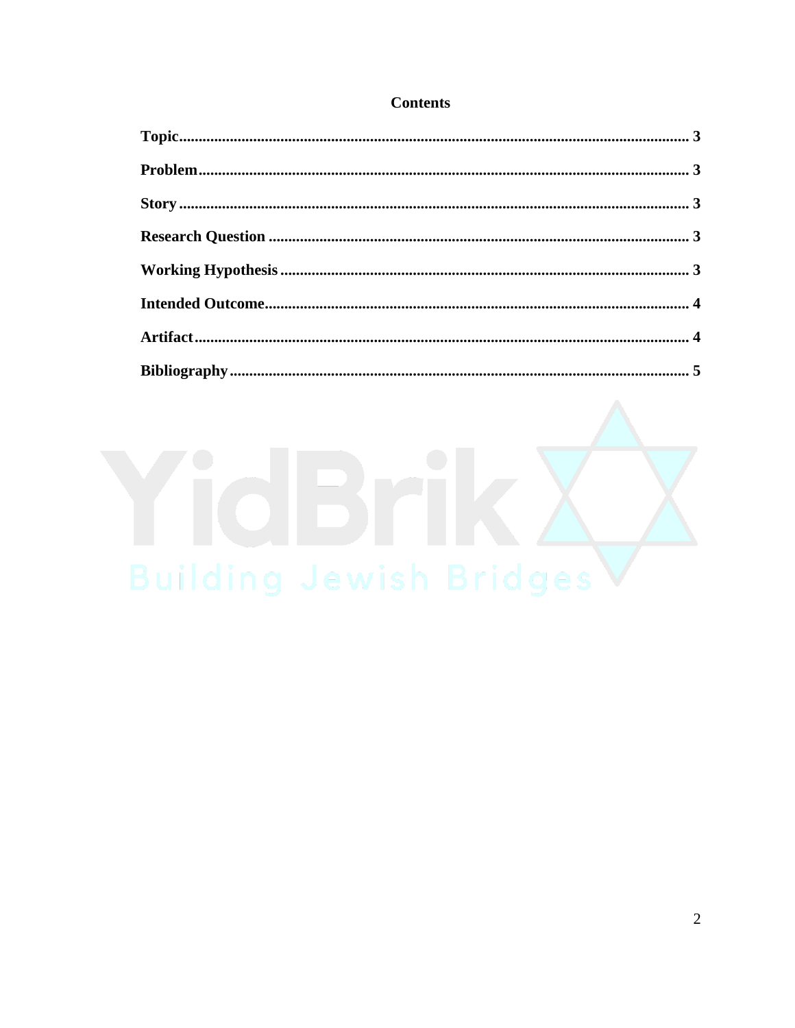# Contents

| | |
|---|---|
| **Topic** | **3** |
| **Problem** | **3** |
| **Story** | **3** |
| **Research Question** | **3** |
| **Working Hypothesis** | **3** |
| **Intended Outcome** | **4** |
| **Artifact** | **4** |
| **Bibliography** | **5** |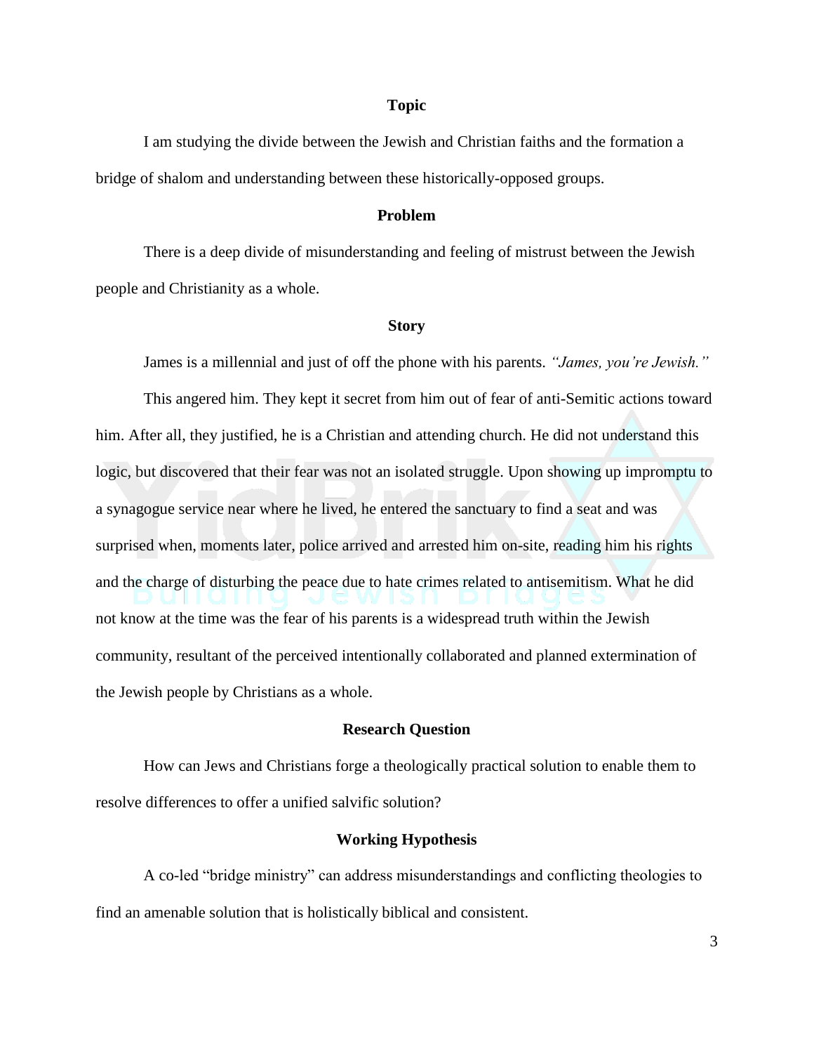## Topic

I am studying the divide between the Jewish and Christian faiths and the formation a bridge of shalom and understanding between these historically-opposed groups.

## Problem

There is a deep divide of misunderstanding and feeling of mistrust between the Jewish people and Christianity as a whole.

## Story

James is a millennial and just of off the phone with his parents. *"James, you're Jewish."*

This angered him. They kept it secret from him out of fear of anti-Semitic actions toward him. After all, they justified, he is a Christian and attending church. He did not understand this logic, but discovered that their fear was not an isolated struggle. Upon showing up impromptu to a synagogue service near where he lived, he entered the sanctuary to find a seat and was surprised when, moments later, police arrived and arrested him on-site, reading him his rights and the charge of disturbing the peace due to hate crimes related to antisemitism. What he did not know at the time was the fear of his parents is a widespread truth within the Jewish community, resultant of the perceived intentionally collaborated and planned extermination of the Jewish people by Christians as a whole.

## Research Question

How can Jews and Christians forge a theologically practical solution to enable them to resolve differences to offer a unified salvific solution?

## Working Hypothesis

A co-led "bridge ministry" can address misunderstandings and conflicting theologies to find an amenable solution that is holistically biblical and consistent.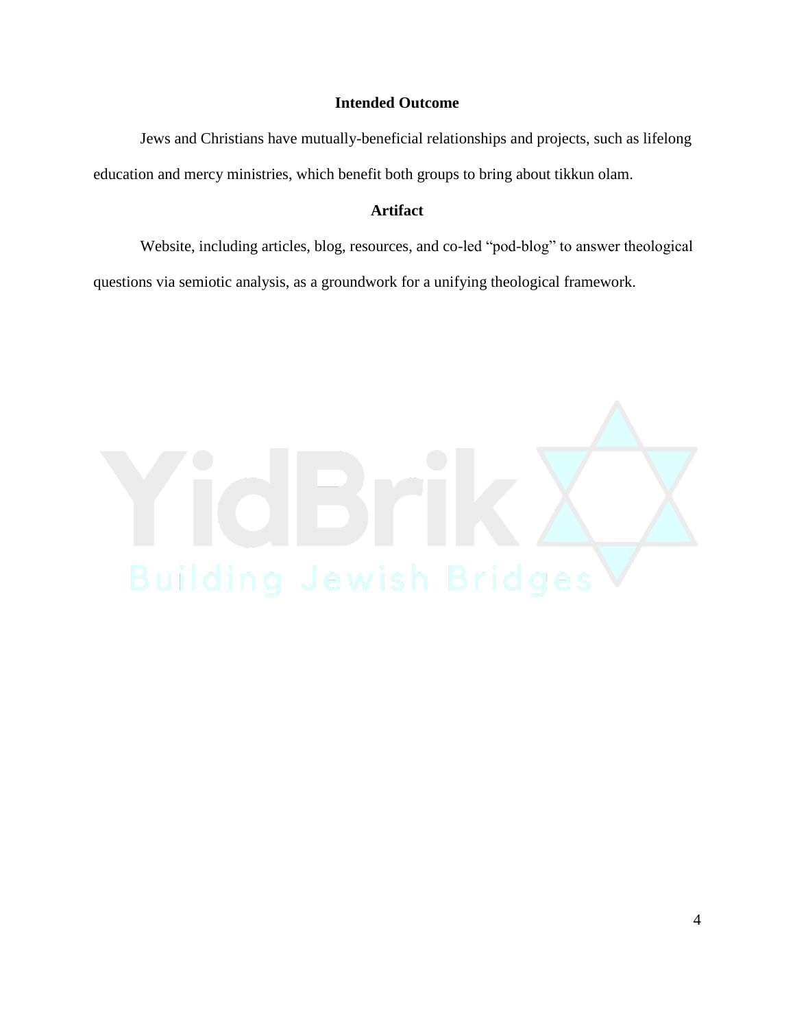## Intended Outcome

Jews and Christians have mutually-beneficial relationships and projects, such as lifelong education and mercy ministries, which benefit both groups to bring about tikkun olam.

## Artifact

Website, including articles, blog, resources, and co-led "pod-blog" to answer theological questions via semiotic analysis, as a groundwork for a unifying theological framework.

YidBrik

Building Jewish Bridges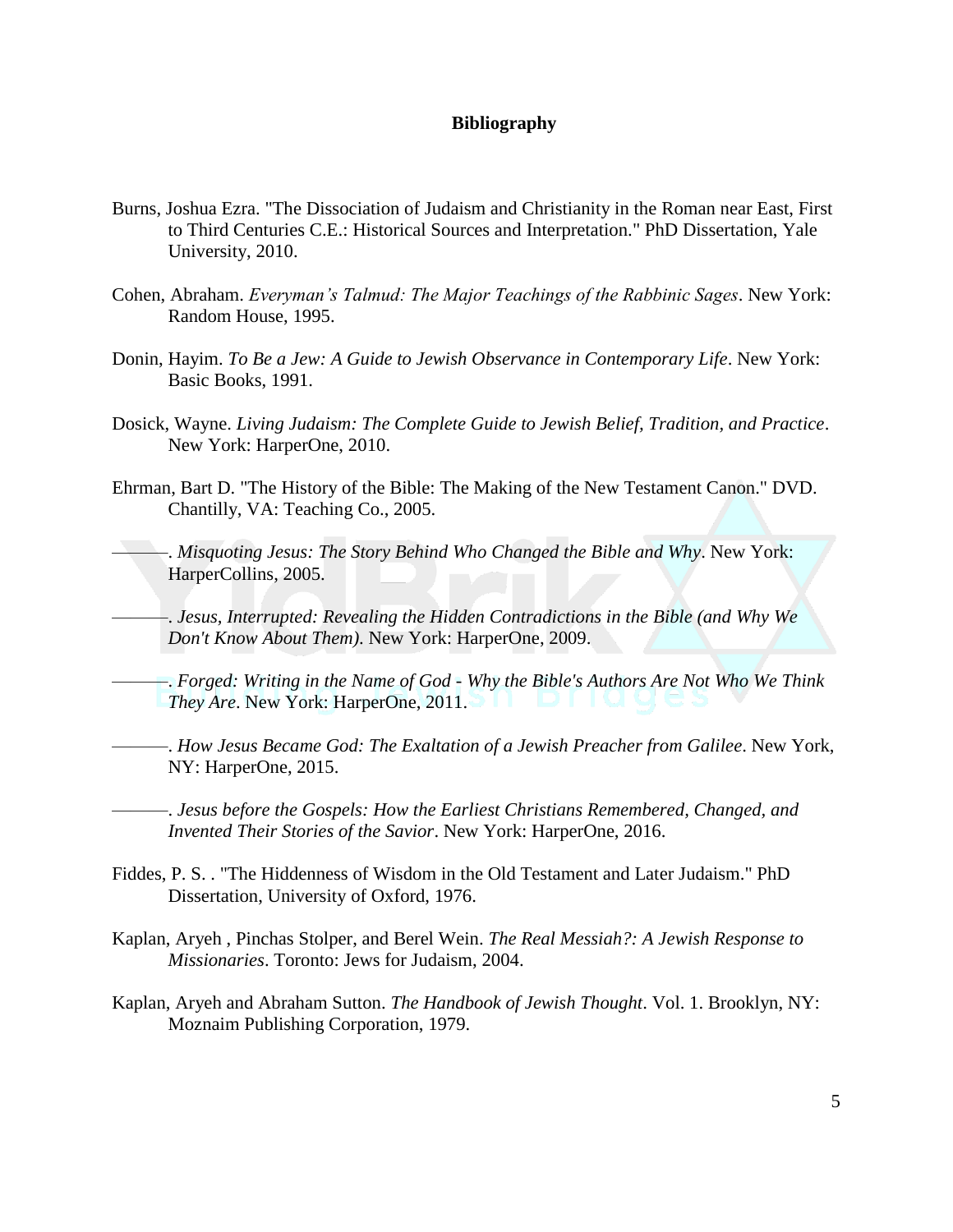**Bibliography**

Burns, Joshua Ezra. "The Dissociation of Judaism and Christianity in the Roman near East, First to Third Centuries C.E.: Historical Sources and Interpretation." PhD Dissertation, Yale University, 2010.

Cohen, Abraham. *Everyman's Talmud: The Major Teachings of the Rabbinic Sages*. New York: Random House, 1995.

Donin, Hayim. *To Be a Jew: A Guide to Jewish Observance in Contemporary Life*. New York: Basic Books, 1991.

Dosick, Wayne. *Living Judaism: The Complete Guide to Jewish Belief, Tradition, and Practice*. New York: HarperOne, 2010.

Ehrman, Bart D. "The History of the Bible: The Making of the New Testament Canon." DVD. Chantilly, VA: Teaching Co., 2005.

———. *Misquoting Jesus: The Story Behind Who Changed the Bible and Why*. New York: HarperCollins, 2005.

———. *Jesus, Interrupted: Revealing the Hidden Contradictions in the Bible (and Why We Don't Know About Them)*. New York: HarperOne, 2009.

———. *Forged: Writing in the Name of God - Why the Bible's Authors Are Not Who We Think They Are*. New York: HarperOne, 2011.

———. *How Jesus Became God: The Exaltation of a Jewish Preacher from Galilee*. New York, NY: HarperOne, 2015.

———. *Jesus before the Gospels: How the Earliest Christians Remembered, Changed, and Invented Their Stories of the Savior*. New York: HarperOne, 2016.

Fiddes, P. S. . "The Hiddenness of Wisdom in the Old Testament and Later Judaism." PhD Dissertation, University of Oxford, 1976.

Kaplan, Aryeh , Pinchas Stolper, and Berel Wein. *The Real Messiah?: A Jewish Response to Missionaries*. Toronto: Jews for Judaism, 2004.

Kaplan, Aryeh and Abraham Sutton. *The Handbook of Jewish Thought*. Vol. 1. Brooklyn, NY: Moznaim Publishing Corporation, 1979.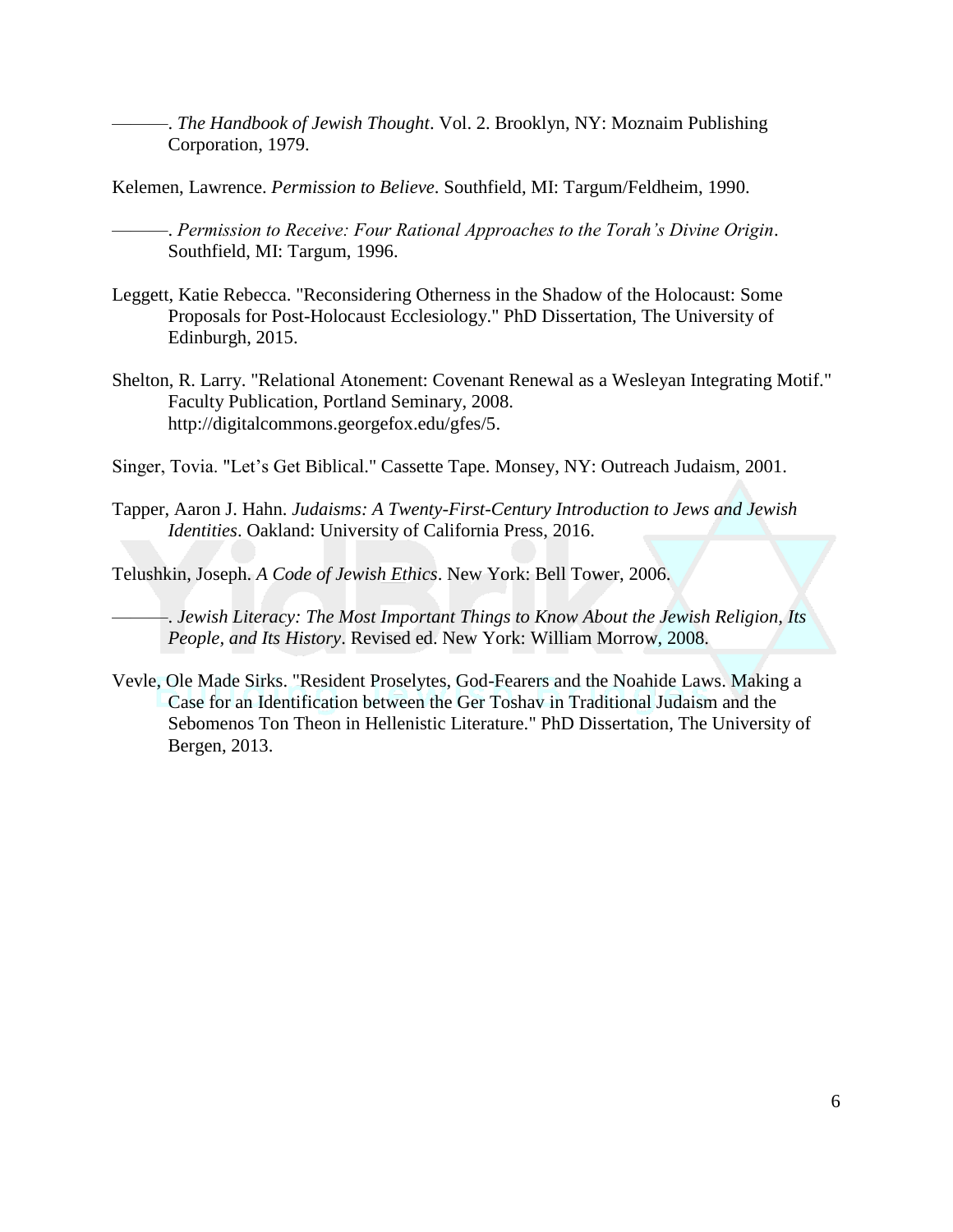———. *The Handbook of Jewish Thought*. Vol. 2. Brooklyn, NY: Moznaim Publishing Corporation, 1979.

Kelemen, Lawrence. *Permission to Believe*. Southfield, MI: Targum/Feldheim, 1990.

———. *Permission to Receive: Four Rational Approaches to the Torah's Divine Origin*. Southfield, MI: Targum, 1996.

Leggett, Katie Rebecca. "Reconsidering Otherness in the Shadow of the Holocaust: Some Proposals for Post-Holocaust Ecclesiology." PhD Dissertation, The University of Edinburgh, 2015.

Shelton, R. Larry. "Relational Atonement: Covenant Renewal as a Wesleyan Integrating Motif." Faculty Publication, Portland Seminary, 2008. http://digitalcommons.georgefox.edu/gfes/5.

Singer, Tovia. "Let's Get Biblical." Cassette Tape. Monsey, NY: Outreach Judaism, 2001.

Tapper, Aaron J. Hahn. *Judaisms: A Twenty-First-Century Introduction to Jews and Jewish Identities*. Oakland: University of California Press, 2016.

Telushkin, Joseph. *A Code of Jewish Ethics*. New York: Bell Tower, 2006.

———. *Jewish Literacy: The Most Important Things to Know About the Jewish Religion, Its People, and Its History*. Revised ed. New York: William Morrow, 2008.

Vevle, Ole Made Sirks. "Resident Proselytes, God-Fearers and the Noahide Laws. Making a Case for an Identification between the Ger Toshav in Traditional Judaism and the Sebomenos Ton Theon in Hellenistic Literature." PhD Dissertation, The University of Bergen, 2013.